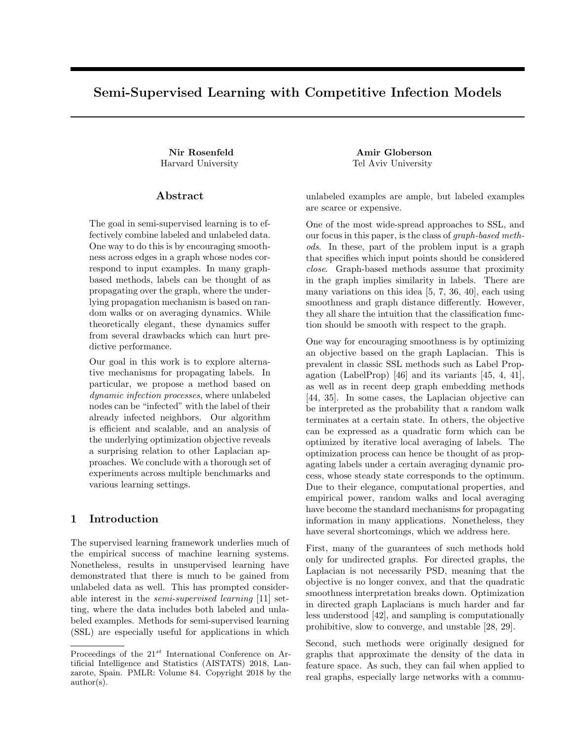# Semi-Supervised Learning with Competitive Infection Models

**Nir Rosenfeld**
Harvard University

**Amir Globerson**
Tel Aviv University

## Abstract

The goal in semi-supervised learning is to effectively combine labeled and unlabeled data. One way to do this is by encouraging smoothness across edges in a graph whose nodes correspond to input examples. In many graph-based methods, labels can be thought of as propagating over the graph, where the underlying propagation mechanism is based on random walks or on averaging dynamics. While theoretically elegant, these dynamics suffer from several drawbacks which can hurt predictive performance.

Our goal in this work is to explore alternative mechanisms for propagating labels. In particular, we propose a method based on *dynamic infection processes*, where unlabeled nodes can be "infected" with the label of their already infected neighbors. Our algorithm is efficient and scalable, and an analysis of the underlying optimization objective reveals a surprising relation to other Laplacian approaches. We conclude with a thorough set of experiments across multiple benchmarks and various learning settings.

## 1 Introduction

The supervised learning framework underlies much of the empirical success of machine learning systems. Nonetheless, results in unsupervised learning have demonstrated that there is much to be gained from unlabeled data as well. This has prompted considerable interest in the *semi-supervised learning* [11] setting, where the data includes both labeled and unlabeled examples. Methods for semi-supervised learning (SSL) are especially useful for applications in which unlabeled examples are ample, but labeled examples are scarce or expensive.

One of the most wide-spread approaches to SSL, and our focus in this paper, is the class of *graph-based methods*. In these, part of the problem input is a graph that specifies which input points should be considered *close*. Graph-based methods assume that proximity in the graph implies similarity in labels. There are many variations on this idea [5, 7, 36, 40], each using smoothness and graph distance differently. However, they all share the intuition that the classification function should be smooth with respect to the graph.

One way for encouraging smoothness is by optimizing an objective based on the graph Laplacian. This is prevalent in classic SSL methods such as Label Propagation (LabelProp) [46] and its variants [45, 4, 41], as well as in recent deep graph embedding methods [44, 35]. In some cases, the Laplacian objective can be interpreted as the probability that a random walk terminates at a certain state. In others, the objective can be expressed as a quadratic form which can be optimized by iterative local averaging of labels. The optimization process can hence be thought of as propagating labels under a certain averaging dynamic process, whose steady state corresponds to the optimum. Due to their elegance, computational properties, and empirical power, random walks and local averaging have become the standard mechanisms for propagating information in many applications. Nonetheless, they have several shortcomings, which we address here.

First, many of the guarantees of such methods hold only for undirected graphs. For directed graphs, the Laplacian is not necessarily PSD, meaning that the objective is no longer convex, and that the quadratic smoothness interpretation breaks down. Optimization in directed graph Laplacians is much harder and far less understood [42], and sampling is computationally prohibitive, slow to converge, and unstable [28, 29].

Second, such methods were originally designed for graphs that approximate the density of the data in feature space. As such, they can fail when applied to real graphs, especially large networks with a commu-

Proceedings of the 21[st] International Conference on Artificial Intelligence and Statistics (AISTATS) 2018, Lanzarote, Spain. PMLR: Volume 84. Copyright 2018 by the author(s).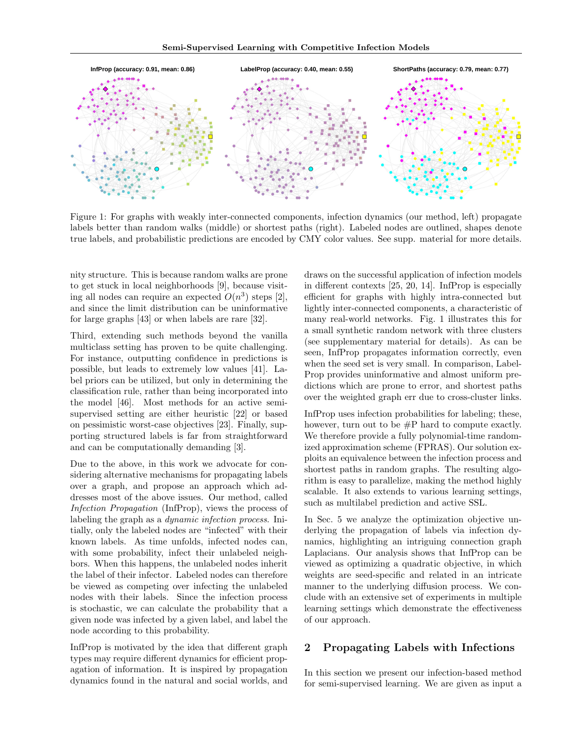Figure 1: For graphs with weakly inter-connected components, infection dynamics (our method, left) propagate labels better than random walks (middle) or shortest paths (right). Labeled nodes are outlined, shapes denote true labels, and probabilistic predictions are encoded by CMY color values. See supp. material for more details.

nity structure. This is because random walks are prone to get stuck in local neighborhoods [9], because visiting all nodes can require an expected $O(n^3)$ steps [2], and since the limit distribution can be uninformative for large graphs [43] or when labels are rare [32].

Third, extending such methods beyond the vanilla multiclass setting has proven to be quite challenging. For instance, outputting confidence in predictions is possible, but leads to extremely low values [41]. Label priors can be utilized, but only in determining the classification rule, rather than being incorporated into the model [46]. Most methods for an active semi-supervised setting are either heuristic [22] or based on pessimistic worst-case objectives [23]. Finally, supporting structured labels is far from straightforward and can be computationally demanding [3].

Due to the above, in this work we advocate for considering alternative mechanisms for propagating labels over a graph, and propose an approach which addresses most of the above issues. Our method, called *Infection Propagation* (InfProp), views the process of labeling the graph as a *dynamic infection process*. Initially, only the labeled nodes are "infected" with their known labels. As time unfolds, infected nodes can, with some probability, infect their unlabeled neighbors. When this happens, the unlabeled nodes inherit the label of their infector. Labeled nodes can therefore be viewed as competing over infecting the unlabeled nodes with their labels. Since the infection process is stochastic, we can calculate the probability that a given node was infected by a given label, and label the node according to this probability.

InfProp is motivated by the idea that different graph types may require different dynamics for efficient propagation of information. It is inspired by propagation dynamics found in the natural and social worlds, and draws on the successful application of infection models in different contexts [25, 20, 14]. InfProp is especially efficient for graphs with highly intra-connected but lightly inter-connected components, a characteristic of many real-world networks. Fig. 1 illustrates this for a small synthetic random network with three clusters (see supplementary material for details). As can be seen, InfProp propagates information correctly, even when the seed set is very small. In comparison, LabelProp provides uninformative and almost uniform predictions which are prone to error, and shortest paths over the weighted graph err due to cross-cluster links.

InfProp uses infection probabilities for labeling; these, however, turn out to be #P hard to compute exactly. We therefore provide a fully polynomial-time randomized approximation scheme (FPRAS). Our solution exploits an equivalence between the infection process and shortest paths in random graphs. The resulting algorithm is easy to parallelize, making the method highly scalable. It also extends to various learning settings, such as multilabel prediction and active SSL.

In Sec. 5 we analyze the optimization objective underlying the propagation of labels via infection dynamics, highlighting an intriguing connection graph Laplacians. Our analysis shows that InfProp can be viewed as optimizing a quadratic objective, in which weights are seed-specific and related in an intricate manner to the underlying diffusion process. We conclude with an extensive set of experiments in multiple learning settings which demonstrate the effectiveness of our approach.

## 2 Propagating Labels with Infections

In this section we present our infection-based method for semi-supervised learning. We are given as input a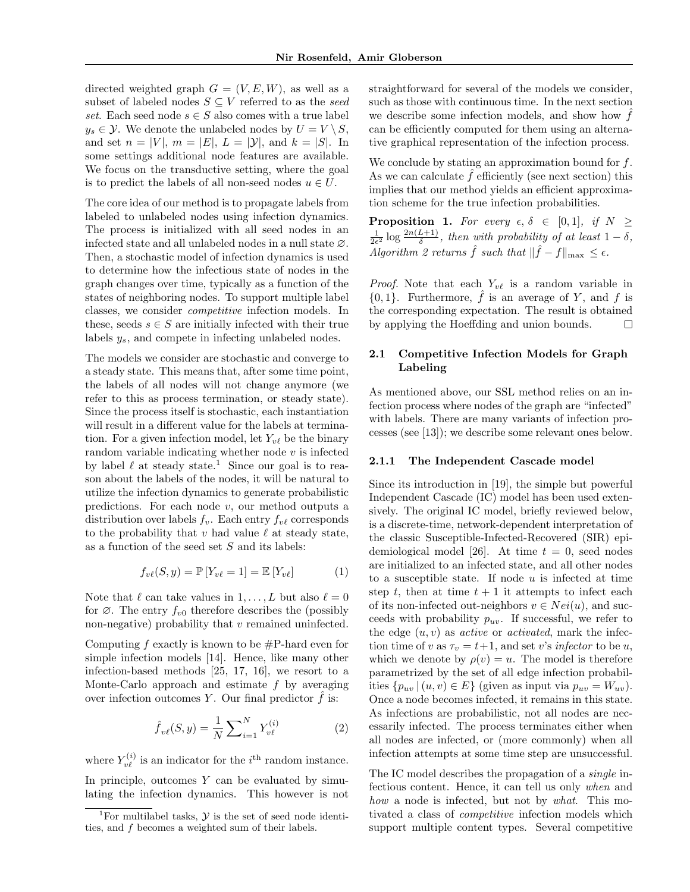directed weighted graph $G = (V, E, W)$, as well as a subset of labeled nodes $S \subseteq V$ referred to as the *seed set*. Each seed node $s \in S$ also comes with a true label $y_s \in \mathcal{Y}$. We denote the unlabeled nodes by $U = V \setminus S$, and set $n = |V|$, $m = |E|$, $L = |\mathcal{Y}|$, and $k = |S|$. In some settings additional node features are available. We focus on the transductive setting, where the goal is to predict the labels of all non-seed nodes $u \in U$.

The core idea of our method is to propagate labels from labeled to unlabeled nodes using infection dynamics. The process is initialized with all seed nodes in an infected state and all unlabeled nodes in a null state $\varnothing$. Then, a stochastic model of infection dynamics is used to determine how the infectious state of nodes in the graph changes over time, typically as a function of the states of neighboring nodes. To support multiple label classes, we consider *competitive* infection models. In these, seeds $s \in S$ are initially infected with their true labels $y_s$, and compete in infecting unlabeled nodes.

The models we consider are stochastic and converge to a steady state. This means that, after some time point, the labels of all nodes will not change anymore (we refer to this as process termination, or steady state). Since the process itself is stochastic, each instantiation will result in a different value for the labels at termination. For a given infection model, let $Y_{v\ell}$ be the binary random variable indicating whether node $v$ is infected by label $\ell$ at steady state.[1] Since our goal is to reason about the labels of the nodes, it will be natural to utilize the infection dynamics to generate probabilistic predictions. For each node $v$, our method outputs a distribution over labels $f_v$. Each entry $f_{v\ell}$ corresponds to the probability that $v$ had value $\ell$ at steady state, as a function of the seed set $S$ and its labels:

$$f_{v\ell}(S, y) = \mathbb{P}\left[Y_{v\ell} = 1\right] = \mathbb{E}\left[Y_{v\ell}\right] \tag{1}$$

Note that $\ell$ can take values in $1, \dots, L$ but also $\ell = 0$ for $\varnothing$. The entry $f_{v0}$ therefore describes the (possibly non-negative) probability that $v$ remained uninfected.

Computing $f$ exactly is known to be #P-hard even for simple infection models [14]. Hence, like many other infection-based methods [25, 17, 16], we resort to a Monte-Carlo approach and estimate $f$ by averaging over infection outcomes $Y$. Our final predictor $\hat{f}$ is:

$$\hat{f}_{v\ell}(S, y) = \frac{1}{N} \sum\nolimits_{i=1}^{N} Y_{v\ell}^{(i)} \tag{2}$$

where $Y_{v\ell}^{(i)}$ is an indicator for the $i^{\text{th}}$ random instance.

In principle, outcomes $Y$ can be evaluated by simulating the infection dynamics. This however is not straightforward for several of the models we consider, such as those with continuous time. In the next section we describe some infection models, and show how $\hat{f}$ can be efficiently computed for them using an alternative graphical representation of the infection process.

We conclude by stating an approximation bound for $f$. As we can calculate $\hat{f}$ efficiently (see next section) this implies that our method yields an efficient approximation scheme for the true infection probabilities.

**Proposition 1.** *For every $\epsilon, \delta \in [0, 1]$, if $N \geq \frac{1}{2\epsilon^2} \log \frac{2n(L+1)}{\delta}$, then with probability of at least $1 - \delta$, Algorithm 2 returns $\hat{f}$ such that $\|\hat{f} - f\|_{\max} \leq \epsilon$.*

*Proof.* Note that each $Y_{v\ell}$ is a random variable in $\{0, 1\}$. Furthermore, $\hat{f}$ is an average of $Y$, and $f$ is the corresponding expectation. The result is obtained by applying the Hoeffding and union bounds. □

## 2.1 Competitive Infection Models for Graph Labeling

As mentioned above, our SSL method relies on an infection process where nodes of the graph are "infected" with labels. There are many variants of infection processes (see [13]); we describe some relevant ones below.

### 2.1.1 The Independent Cascade model

Since its introduction in [19], the simple but powerful Independent Cascade (IC) model has been used extensively. The original IC model, briefly reviewed below, is a discrete-time, network-dependent interpretation of the classic Susceptible-Infected-Recovered (SIR) epidemiological model [26]. At time $t = 0$, seed nodes are initialized to an infected state, and all other nodes to a susceptible state. If node $u$ is infected at time step $t$, then at time $t + 1$ it attempts to infect each of its non-infected out-neighbors $v \in Nei(u)$, and succeeds with probability $p_{uv}$. If successful, we refer to the edge $(u, v)$ as *active* or *activated*, mark the infection time of $v$ as $\tau_v = t + 1$, and set $v$'s *infector* to be $u$, which we denote by $\rho(v) = u$. The model is therefore parametrized by the set of all edge infection probabilities $\{p_{uv} \mid (u, v) \in E\}$ (given as input via $p_{uv} = W_{uv}$). Once a node becomes infected, it remains in this state. As infections are probabilistic, not all nodes are necessarily infected. The process terminates either when all nodes are infected, or (more commonly) when all infection attempts at some time step are unsuccessful.

The IC model describes the propagation of a *single* infectious content. Hence, it can tell us only *when* and *how* a node is infected, but not by *what*. This motivated a class of *competitive* infection models which support multiple content types. Several competitive

[1] For multilabel tasks, $\mathcal{Y}$ is the set of seed node identities, and $f$ becomes a weighted sum of their labels.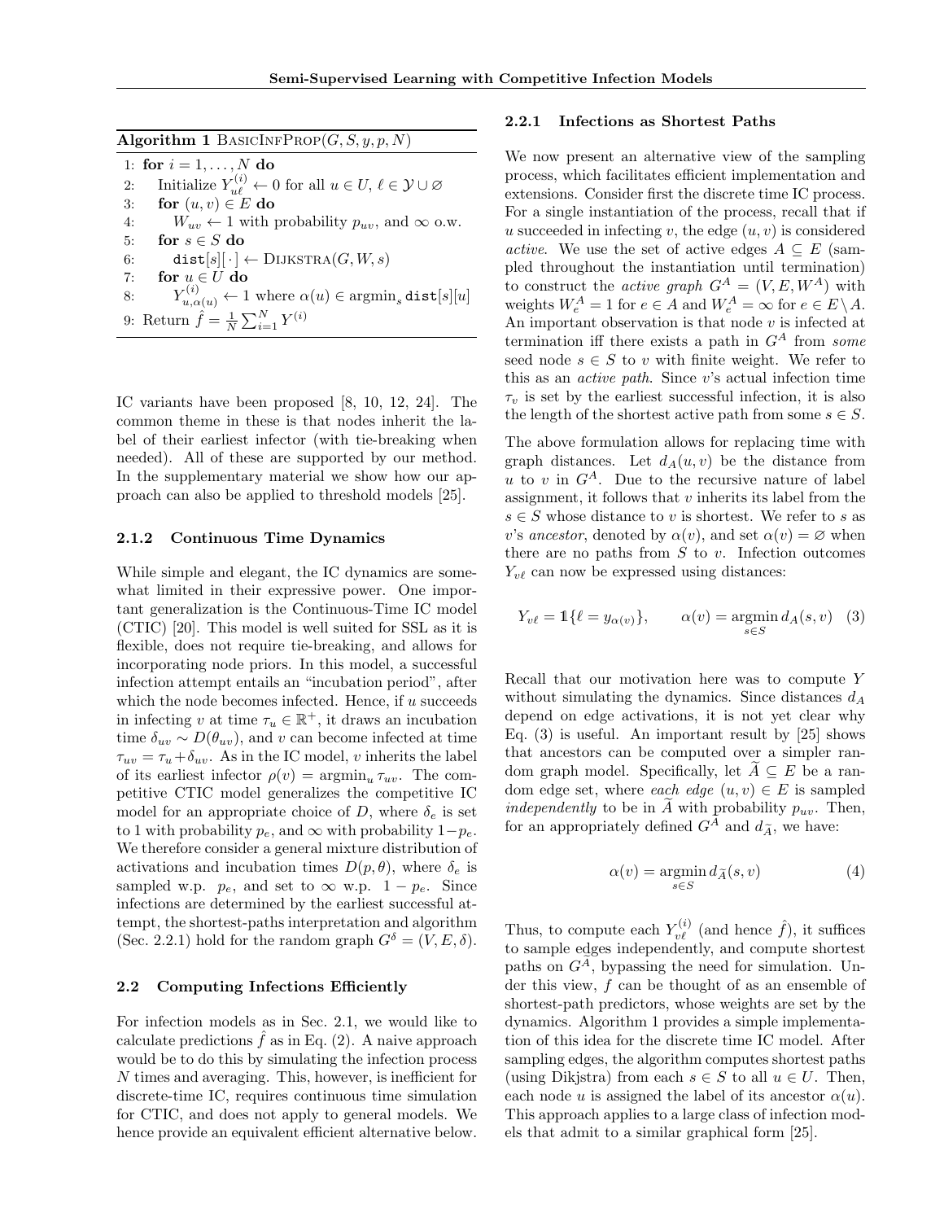**Algorithm 1** BasicInfProp($G, S, y, p, N$)

```
1: for i = 1, ..., N do
2:    Initialize Y^(i)_{uℓ} ← 0 for all u ∈ U, ℓ ∈ 𝒴 ∪ ∅
3:    for (u, v) ∈ E do
4:       W_{uv} ← 1 with probability p_{uv}, and ∞ o.w.
5:    for s ∈ S do
6:       dist[s][·] ← Dijkstra(G, W, s)
7:    for u ∈ U do
8:       Y^(i)_{u,α(u)} ← 1 where α(u) ∈ argmin_s dist[s][u]
9: Return f̂ = (1/N) Σ_{i=1}^N Y^(i)
```

IC variants have been proposed [8, 10, 12, 24]. The common theme in these is that nodes inherit the label of their earliest infector (with tie-breaking when needed). All of these are supported by our method. In the supplementary material we show how our approach can also be applied to threshold models [25].

#### 2.1.2 Continuous Time Dynamics

While simple and elegant, the IC dynamics are somewhat limited in their expressive power. One important generalization is the Continuous-Time IC model (CTIC) [20]. This model is well suited for SSL as it is flexible, does not require tie-breaking, and allows for incorporating node priors. In this model, a successful infection attempt entails an "incubation period", after which the node becomes infected. Hence, if $u$ succeeds in infecting $v$ at time $\tau_u \in \mathbb{R}^+$, it draws an incubation time $\delta_{uv} \sim D(\theta_{uv})$, and $v$ can become infected at time $\tau_{uv} = \tau_u + \delta_{uv}$. As in the IC model, $v$ inherits the label of its earliest infector $\rho(v) = \text{argmin}_u \tau_{uv}$. The competitive CTIC model generalizes the competitive IC model for an appropriate choice of $D$, where $\delta_e$ is set to 1 with probability $p_e$, and $\infty$ with probability $1-p_e$. We therefore consider a general mixture distribution of activations and incubation times $D(p, \theta)$, where $\delta_e$ is sampled w.p. $p_e$, and set to $\infty$ w.p. $1 - p_e$. Since infections are determined by the earliest successful attempt, the shortest-paths interpretation and algorithm (Sec. 2.2.1) hold for the random graph $G^\delta = (V, E, \delta)$.

### 2.2 Computing Infections Efficiently

For infection models as in Sec. 2.1, we would like to calculate predictions $\hat{f}$ as in Eq. (2). A naive approach would be to do this by simulating the infection process $N$ times and averaging. This, however, is inefficient for discrete-time IC, requires continuous time simulation for CTIC, and does not apply to general models. We hence provide an equivalent efficient alternative below.

#### 2.2.1 Infections as Shortest Paths

We now present an alternative view of the sampling process, which facilitates efficient implementation and extensions. Consider first the discrete time IC process. For a single instantiation of the process, recall that if $u$ succeeded in infecting $v$, the edge $(u, v)$ is considered *active*. We use the set of active edges $A \subseteq E$ (sampled throughout the instantiation until termination) to construct the *active graph* $G^A = (V, E, W^A)$ with weights $W^A_e = 1$ for $e \in A$ and $W^A_e = \infty$ for $e \in E \setminus A$. An important observation is that node $v$ is infected at termination iff there exists a path in $G^A$ from *some* seed node $s \in S$ to $v$ with finite weight. We refer to this as an *active path*. Since $v$'s actual infection time $\tau_v$ is set by the earliest successful infection, it is also the length of the shortest active path from some $s \in S$.

The above formulation allows for replacing time with graph distances. Let $d_A(u, v)$ be the distance from $u$ to $v$ in $G^A$. Due to the recursive nature of label assignment, it follows that $v$ inherits its label from the $s \in S$ whose distance to $v$ is shortest. We refer to $s$ as $v$'s *ancestor*, denoted by $\alpha(v)$, and set $\alpha(v) = \varnothing$ when there are no paths from $S$ to $v$. Infection outcomes $Y_{v\ell}$ can now be expressed using distances:

$$Y_{v\ell} = \mathbb{1}\{\ell = y_{\alpha(v)}\}, \qquad \alpha(v) = \underset{s \in S}{\text{argmin}}\, d_A(s, v) \quad (3)$$

Recall that our motivation here was to compute $Y$ without simulating the dynamics. Since distances $d_A$ depend on edge activations, it is not yet clear why Eq. (3) is useful. An important result by [25] shows that ancestors can be computed over a simpler random graph model. Specifically, let $\widetilde{A} \subseteq E$ be a random edge set, where *each edge* $(u, v) \in E$ is sampled *independently* to be in $\widetilde{A}$ with probability $p_{uv}$. Then, for an appropriately defined $G^{\widetilde{A}}$ and $d_{\widetilde{A}}$, we have:

$$\alpha(v) = \underset{s \in S}{\text{argmin}}\, d_{\widetilde{A}}(s, v) \quad (4)$$

Thus, to compute each $Y^{(i)}_{v\ell}$ (and hence $\hat{f}$), it suffices to sample edges independently, and compute shortest paths on $G^{\widetilde{A}}$, bypassing the need for simulation. Under this view, $f$ can be thought of as an ensemble of shortest-path predictors, whose weights are set by the dynamics. Algorithm 1 provides a simple implementation of this idea for the discrete time IC model. After sampling edges, the algorithm computes shortest paths (using Dikjstra) from each $s \in S$ to all $u \in U$. Then, each node $u$ is assigned the label of its ancestor $\alpha(u)$. This approach applies to a large class of infection models that admit to a similar graphical form [25].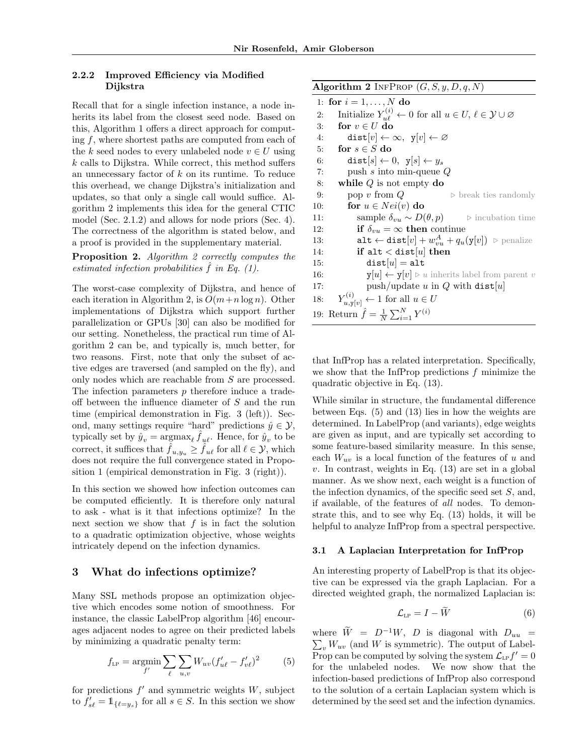#### 2.2.2 Improved Efficiency via Modified Dijkstra

Recall that for a single infection instance, a node inherits its label from the closest seed node. Based on this, Algorithm 1 offers a direct approach for computing $f$, where shortest paths are computed from each of the $k$ seed nodes to every unlabeled node $v \in U$ using $k$ calls to Dijkstra. While correct, this method suffers an unnecessary factor of $k$ on its runtime. To reduce this overhead, we change Dijkstra's initialization and updates, so that only a single call would suffice. Algorithm 2 implements this idea for the general CTIC model (Sec. 2.1.2) and allows for node priors (Sec. 4). The correctness of the algorithm is stated below, and a proof is provided in the supplementary material.

**Proposition 2.** *Algorithm 2 correctly computes the estimated infection probabilities $\hat{f}$ in Eq. (1).*

The worst-case complexity of Dijkstra, and hence of each iteration in Algorithm 2, is $O(m+n\log n)$. Other implementations of Dijkstra which support further parallelization or GPUs [30] can also be modified for our setting. Nonetheless, the practical run time of Algorithm 2 can be, and typically is, much better, for two reasons. First, note that only the subset of active edges are traversed (and sampled on the fly), and only nodes which are reachable from $S$ are processed. The infection parameters $p$ therefore induce a tradeoff between the influence diameter of $S$ and the run time (empirical demonstration in Fig. 3 (left)). Second, many settings require "hard" predictions $\hat{y} \in \mathcal{Y}$, typically set by $\hat{y}_v = \text{argmax}_\ell \hat{f}_{u\ell}$. Hence, for $\hat{y}_v$ to be correct, it suffices that $\hat{f}_{u,y_u} \ge \hat{f}_{u\ell}$ for all $\ell \in \mathcal{Y}$, which does not require the full convergence stated in Proposition 1 (empirical demonstration in Fig. 3 (right)).

In this section we showed how infection outcomes can be computed efficiently. It is therefore only natural to ask - what is it that infections optimize? In the next section we show that $f$ is in fact the solution to a quadratic optimization objective, whose weights intricately depend on the infection dynamics.

**Algorithm 2** InfProp $(G, S, y, D, q, N)$

```
1:  for i = 1, ..., N do
2:     Initialize Y^(i)_{uℓ} ← 0 for all u ∈ U, ℓ ∈ Y ∪ ∅
3:     for v ∈ U do
4:        dist[v] ← ∞,  y[v] ← ∅
5:     for s ∈ S do
6:        dist[s] ← 0,  y[s] ← y_s
7:        push s into min-queue Q
8:     while Q is not empty do
9:        pop v from Q                      ▷ break ties randomly
10:       for u ∈ Nei(v) do
11:          sample δ_vu ~ D(θ, p)          ▷ incubation time
12:          if δ_vu = ∞ then continue
13:          alt ← dist[v] + w^A_vu + q_u(y[v])  ▷ penalize
14:          if alt < dist[u] then
15:             dist[u] = alt
16:             y[u] ← y[v]  ▷ u inherits label from parent v
17:             push/update u in Q with dist[u]
18:    Y^(i)_{u,y[v]} ← 1 for all u ∈ U
19: Return f̂ = (1/N) Σ_{i=1}^N Y^(i)
```

## 3 What do infections optimize?

Many SSL methods propose an optimization objective which encodes some notion of smoothness. For instance, the classic LabelProp algorithm [46] encourages adjacent nodes to agree on their predicted labels by minimizing a quadratic penalty term:

$$f_{\text{LP}} = \underset{f'}{\text{argmin}} \sum_{\ell} \sum_{u,v} W_{uv}(f'_{u\ell} - f'_{v\ell})^2 \qquad (5)$$

for predictions $f'$ and symmetric weights $W$, subject to $f'_{s\ell} = \mathbb{1}_{\{\ell = y_s\}}$ for all $s \in S$. In this section we show that InfProp has a related interpretation. Specifically, we show that the InfProp predictions $f$ minimize the quadratic objective in Eq. (13).

While similar in structure, the fundamental difference between Eqs. (5) and (13) lies in how the weights are determined. In LabelProp (and variants), edge weights are given as input, and are typically set according to some feature-based similarity measure. In this sense, each $W_{uv}$ is a local function of the features of $u$ and $v$. In contrast, weights in Eq. (13) are set in a global manner. As we show next, each weight is a function of the infection dynamics, of the specific seed set $S$, and, if available, of the features of *all* nodes. To demonstrate this, and to see why Eq. (13) holds, it will be helpful to analyze InfProp from a spectral perspective.

### 3.1 A Laplacian Interpretation for InfProp

An interesting property of LabelProp is that its objective can be expressed via the graph Laplacian. For a directed weighted graph, the normalized Laplacian is:

$$\mathcal{L}_{\text{LP}} = I - \widetilde{W} \qquad (6)$$

where $\widetilde{W} = D^{-1}W$, $D$ is diagonal with $D_{uu} = \sum_v W_{uv}$ (and $W$ is symmetric). The output of LabelProp can be computed by solving the system $\mathcal{L}_{\text{LP}} f' = 0$ for the unlabeled nodes. We now show that the infection-based predictions of InfProp also correspond to the solution of a certain Laplacian system which is determined by the seed set and the infection dynamics.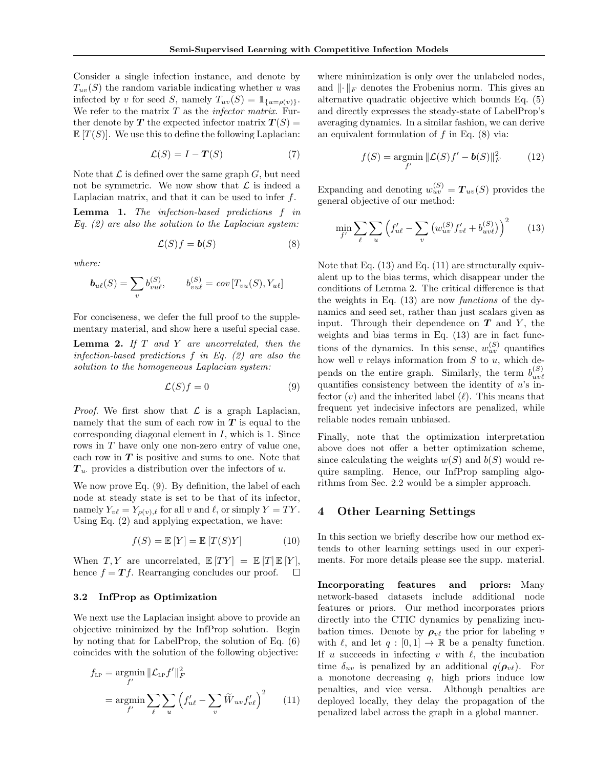Consider a single infection instance, and denote by $T_{uv}(S)$ the random variable indicating whether $u$ was infected by $v$ for seed $S$, namely $T_{uv}(S) = \mathbb{1}_{\{u=\rho(v)\}}$. We refer to the matrix $T$ as the *infector matrix*. Further denote by $\boldsymbol{T}$ the expected infector matrix $\boldsymbol{T}(S) = \mathbb{E}[T(S)]$. We use this to define the following Laplacian:

$$\mathcal{L}(S) = I - \boldsymbol{T}(S) \tag{7}$$

Note that $\mathcal{L}$ is defined over the same graph $G$, but need not be symmetric. We now show that $\mathcal{L}$ is indeed a Laplacian matrix, and that it can be used to infer $f$.

**Lemma 1.** *The infection-based predictions $f$ in Eq. (2) are also the solution to the Laplacian system:*

$$\mathcal{L}(S)f = \boldsymbol{b}(S) \tag{8}$$

*where:*

$$\boldsymbol{b}_{u\ell}(S) = \sum_{v} b_{vu\ell}^{(S)}, \qquad b_{vu\ell}^{(S)} = cov\left[T_{vu}(S), Y_{u\ell}\right]$$

For conciseness, we defer the full proof to the supplementary material, and show here a useful special case.

**Lemma 2.** *If $T$ and $Y$ are uncorrelated, then the infection-based predictions $f$ in Eq. (2) are also the solution to the homogeneous Laplacian system:*

$$\mathcal{L}(S)f = 0 \tag{9}$$

*Proof.* We first show that $\mathcal{L}$ is a graph Laplacian, namely that the sum of each row in $\boldsymbol{T}$ is equal to the corresponding diagonal element in $I$, which is 1. Since rows in $T$ have only one non-zero entry of value one, each row in $\boldsymbol{T}$ is positive and sums to one. Note that $\boldsymbol{T}_{u\cdot}$ provides a distribution over the infectors of $u$.

We now prove Eq. (9). By definition, the label of each node at steady state is set to be that of its infector, namely $Y_{v\ell} = Y_{\rho(v),\ell}$ for all $v$ and $\ell$, or simply $Y = TY$. Using Eq. (2) and applying expectation, we have:

$$f(S) = \mathbb{E}[Y] = \mathbb{E}[T(S)Y] \tag{10}$$

When $T, Y$ are uncorrelated, $\mathbb{E}[TY] = \mathbb{E}[T]\,\mathbb{E}[Y]$, hence $f = \boldsymbol{T}f$. Rearranging concludes our proof. $\square$

### 3.2 InfProp as Optimization

We next use the Laplacian insight above to provide an objective minimized by the InfProp solution. Begin by noting that for LabelProp, the solution of Eq. (6) coincides with the solution of the following objective:

$$\begin{aligned} f_{\text{LP}} &= \underset{f'}{\operatorname{argmin}} \|\mathcal{L}_{\text{LP}} f'\|_F^2 \\ &= \underset{f'}{\operatorname{argmin}} \sum_{\ell} \sum_{u} \Big( f'_{u\ell} - \sum_{v} \widetilde{W}_{uv} f'_{v\ell} \Big)^2 \end{aligned} \tag{11}$$

where minimization is only over the unlabeled nodes, and $\|\cdot\|_F$ denotes the Frobenius norm. This gives an alternative quadratic objective which bounds Eq. (5) and directly expresses the steady-state of LabelProp's averaging dynamics. In a similar fashion, we can derive an equivalent formulation of $f$ in Eq. (8) via:

$$f(S) = \underset{f'}{\operatorname{argmin}} \|\mathcal{L}(S)f' - \boldsymbol{b}(S)\|_F^2 \tag{12}$$

Expanding and denoting $w_{uv}^{(S)} = \boldsymbol{T}_{uv}(S)$ provides the general objective of our method:

$$\min_{f'} \sum_{\ell} \sum_{u} \Big( f'_{u\ell} - \sum_{v} \big( w_{uv}^{(S)} f'_{v\ell} + b_{uv\ell}^{(S)} \big) \Big)^2 \tag{13}$$

Note that Eq. (13) and Eq. (11) are structurally equivalent up to the bias terms, which disappear under the conditions of Lemma 2. The critical difference is that the weights in Eq. (13) are now *functions* of the dynamics and seed set, rather than just scalars given as input. Through their dependence on $\boldsymbol{T}$ and $Y$, the weights and bias terms in Eq. (13) are in fact functions of the dynamics. In this sense, $w_{uv}^{(S)}$ quantifies how well $v$ relays information from $S$ to $u$, which depends on the entire graph. Similarly, the term $b_{uv\ell}^{(S)}$ quantifies consistency between the identity of $u$'s infector ($v$) and the inherited label ($\ell$). This means that frequent yet indecisive infectors are penalized, while reliable nodes remain unbiased.

Finally, note that the optimization interpretation above does not offer a better optimization scheme, since calculating the weights $w(S)$ and $b(S)$ would require sampling. Hence, our InfProp sampling algorithms from Sec. 2.2 would be a simpler approach.

## 4 Other Learning Settings

In this section we briefly describe how our method extends to other learning settings used in our experiments. For more details please see the supp. material.

**Incorporating features and priors:** Many network-based datasets include additional node features or priors. Our method incorporates priors directly into the CTIC dynamics by penalizing incubation times. Denote by $\boldsymbol{\rho}_{v\ell}$ the prior for labeling $v$ with $\ell$, and let $q : [0,1] \to \mathbb{R}$ be a penalty function. If $u$ succeeds in infecting $v$ with $\ell$, the incubation time $\delta_{uv}$ is penalized by an additional $q(\boldsymbol{\rho}_{v\ell})$. For a monotone decreasing $q$, high priors induce low penalties, and vice versa. Although penalties are deployed locally, they delay the propagation of the penalized label across the graph in a global manner.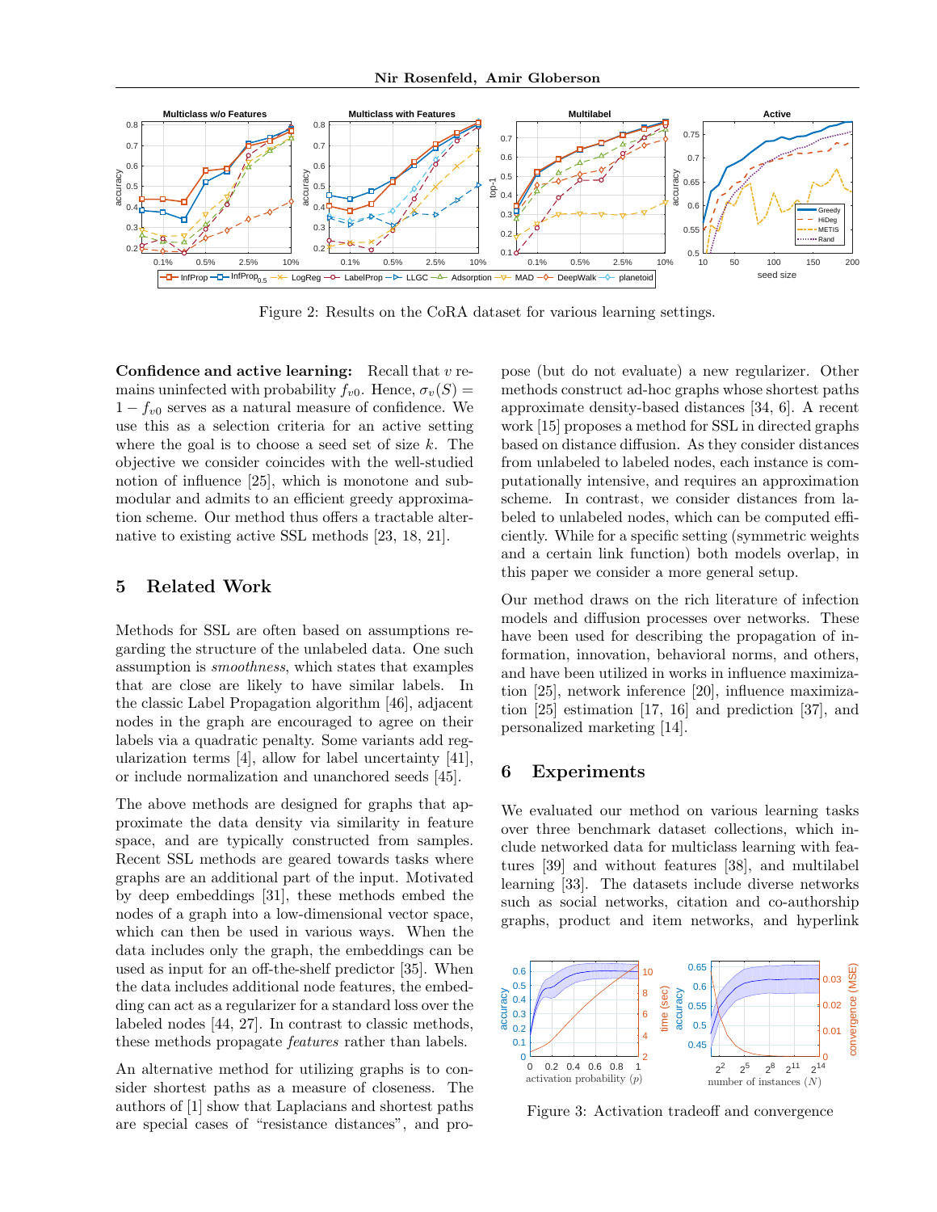Figure 2: Results on the CoRA dataset for various learning settings.

**Confidence and active learning:** Recall that $v$ remains uninfected with probability $f_{v0}$. Hence, $\sigma_v(S) = 1 - f_{v0}$ serves as a natural measure of confidence. We use this as a selection criteria for an active setting where the goal is to choose a seed set of size $k$. The objective we consider coincides with the well-studied notion of influence [25], which is monotone and submodular and admits to an efficient greedy approximation scheme. Our method thus offers a tractable alternative to existing active SSL methods [23, 18, 21].

# 5 Related Work

Methods for SSL are often based on assumptions regarding the structure of the unlabeled data. One such assumption is *smoothness*, which states that examples that are close are likely to have similar labels. In the classic Label Propagation algorithm [46], adjacent nodes in the graph are encouraged to agree on their labels via a quadratic penalty. Some variants add regularization terms [4], allow for label uncertainty [41], or include normalization and unanchored seeds [45].

The above methods are designed for graphs that approximate the data density via similarity in feature space, and are typically constructed from samples. Recent SSL methods are geared towards tasks where graphs are an additional part of the input. Motivated by deep embeddings [31], these methods embed the nodes of a graph into a low-dimensional vector space, which can then be used in various ways. When the data includes only the graph, the embeddings can be used as input for an off-the-shelf predictor [35]. When the data includes additional node features, the embedding can act as a regularizer for a standard loss over the labeled nodes [44, 27]. In contrast to classic methods, these methods propagate *features* rather than labels.

An alternative method for utilizing graphs is to consider shortest paths as a measure of closeness. The authors of [1] show that Laplacians and shortest paths are special cases of "resistance distances", and propose (but do not evaluate) a new regularizer. Other methods construct ad-hoc graphs whose shortest paths approximate density-based distances [34, 6]. A recent work [15] proposes a method for SSL in directed graphs based on distance diffusion. As they consider distances from unlabeled to labeled nodes, each instance is computationally intensive, and requires an approximation scheme. In contrast, we consider distances from labeled to unlabeled nodes, which can be computed efficiently. While for a specific setting (symmetric weights and a certain link function) both models overlap, in this paper we consider a more general setup.

Our method draws on the rich literature of infection models and diffusion processes over networks. These have been used for describing the propagation of information, innovation, behavioral norms, and others, and have been utilized in works in influence maximization [25], network inference [20], influence maximization [25] estimation [17, 16] and prediction [37], and personalized marketing [14].

# 6 Experiments

We evaluated our method on various learning tasks over three benchmark dataset collections, which include networked data for multiclass learning with features [39] and without features [38], and multilabel learning [33]. The datasets include diverse networks such as social networks, citation and co-authorship graphs, product and item networks, and hyperlink

Figure 3: Activation tradeoff and convergence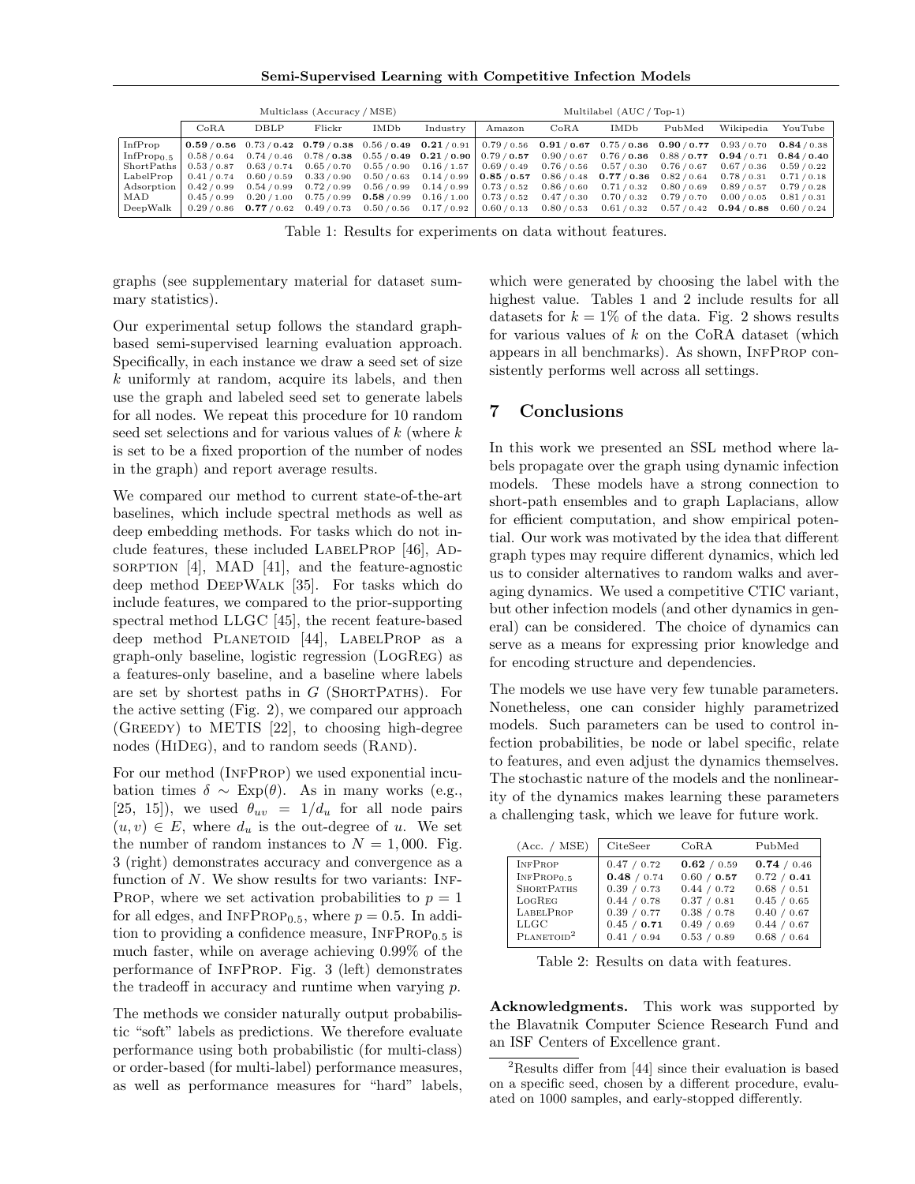|  | Multiclass (Accuracy / MSE) |  |  |  |  | Multilabel (AUC / Top-1) |  |  |  |  |  |
|---|---|---|---|---|---|---|---|---|---|---|---|
|  | CoRA | DBLP | Flickr | IMDb | Industry | Amazon | CoRA | IMDb | PubMed | Wikipedia | YouTube |
| InfProp | **0.59 / 0.56** | 0.73 / **0.42** | **0.79 / 0.38** | 0.56 / **0.49** | **0.21** / 0.91 | 0.79 / 0.56 | **0.91** / **0.67** | 0.75 / **0.36** | **0.90 / 0.77** | 0.93 / 0.70 | **0.84** / 0.38 |
| InfProp$_{0.5}$ | 0.58 / 0.64 | 0.74 / 0.46 | 0.78 / **0.38** | 0.55 / **0.49** | **0.21 / 0.90** | 0.79 / **0.57** | 0.90 / 0.67 | 0.76 / **0.36** | 0.88 / **0.77** | **0.94** / 0.71 | **0.84 / 0.40** |
| ShortPaths | 0.53 / 0.87 | 0.63 / 0.74 | 0.65 / 0.70 | 0.55 / 0.90 | 0.16 / 1.57 | 0.69 / 0.49 | 0.76 / 0.56 | 0.57 / 0.30 | 0.76 / 0.67 | 0.67 / 0.36 | 0.59 / 0.22 |
| LabelProp | 0.41 / 0.74 | 0.60 / 0.59 | 0.33 / 0.90 | 0.50 / 0.63 | 0.14 / 0.99 | **0.85 / 0.57** | 0.86 / 0.48 | **0.77 / 0.36** | 0.82 / 0.64 | 0.78 / 0.31 | 0.71 / 0.18 |
| Adsorption | 0.42 / 0.99 | 0.54 / 0.99 | 0.72 / 0.99 | 0.56 / 0.99 | 0.14 / 0.99 | 0.73 / 0.52 | 0.86 / 0.60 | 0.71 / 0.32 | 0.80 / 0.69 | 0.89 / 0.57 | 0.79 / 0.28 |
| MAD | 0.45 / 0.99 | 0.20 / 1.00 | 0.75 / 0.99 | **0.58** / 0.99 | 0.16 / 1.00 | 0.73 / 0.52 | 0.47 / 0.30 | 0.70 / 0.32 | 0.79 / 0.70 | 0.00 / 0.05 | 0.81 / 0.31 |
| DeepWalk | 0.29 / 0.86 | **0.77** / 0.62 | 0.49 / 0.73 | 0.50 / 0.56 | 0.17 / 0.92 | 0.60 / 0.13 | 0.80 / 0.53 | 0.61 / 0.32 | 0.57 / 0.42 | **0.94 / 0.88** | 0.60 / 0.24 |

Table 1: Results for experiments on data without features.

graphs (see supplementary material for dataset summary statistics).

Our experimental setup follows the standard graph-based semi-supervised learning evaluation approach. Specifically, in each instance we draw a seed set of size $k$ uniformly at random, acquire its labels, and then use the graph and labeled seed set to generate labels for all nodes. We repeat this procedure for 10 random seed set selections and for various values of $k$ (where $k$ is set to be a fixed proportion of the number of nodes in the graph) and report average results.

We compared our method to current state-of-the-art baselines, which include spectral methods as well as deep embedding methods. For tasks which do not include features, these included LabelProp [46], Adsorption [4], MAD [41], and the feature-agnostic deep method DeepWalk [35]. For tasks which do include features, we compared to the prior-supporting spectral method LLGC [45], the recent feature-based deep method Planetoid [44], LabelProp as a graph-only baseline, logistic regression (LogReg) as a features-only baseline, and a baseline where labels are set by shortest paths in $G$ (ShortPaths). For the active setting (Fig. 2), we compared our approach (Greedy) to METIS [22], to choosing high-degree nodes (HiDeg), and to random seeds (Rand).

For our method (InfProp) we used exponential incubation times $\delta \sim \text{Exp}(\theta)$. As in many works (e.g., [25, 15]), we used $\theta_{uv} = 1/d_u$ for all node pairs $(u, v) \in E$, where $d_u$ is the out-degree of $u$. We set the number of random instances to $N = 1,000$. Fig. 3 (right) demonstrates accuracy and convergence as a function of $N$. We show results for two variants: InfProp, where we set activation probabilities to $p = 1$ for all edges, and InfProp$_{0.5}$, where $p = 0.5$. In addition to providing a confidence measure, InfProp$_{0.5}$ is much faster, while on average achieving 0.99% of the performance of InfProp. Fig. 3 (left) demonstrates the tradeoff in accuracy and runtime when varying $p$.

The methods we consider naturally output probabilistic "soft" labels as predictions. We therefore evaluate performance using both probabilistic (for multi-class) or order-based (for multi-label) performance measures, as well as performance measures for "hard" labels, which were generated by choosing the label with the highest value. Tables 1 and 2 include results for all datasets for $k = 1\%$ of the data. Fig. 2 shows results for various values of $k$ on the CoRA dataset (which appears in all benchmarks). As shown, InfProp consistently performs well across all settings.

## 7 Conclusions

In this work we presented an SSL method where labels propagate over the graph using dynamic infection models. These models have a strong connection to short-path ensembles and to graph Laplacians, allow for efficient computation, and show empirical potential. Our work was motivated by the idea that different graph types may require different dynamics, which led us to consider alternatives to random walks and averaging dynamics. We used a competitive CTIC variant, but other infection models (and other dynamics in general) can be considered. The choice of dynamics can serve as a means for expressing prior knowledge and for encoding structure and dependencies.

The models we use have very few tunable parameters. Nonetheless, one can consider highly parametrized models. Such parameters can be used to control infection probabilities, be node or label specific, relate to features, and even adjust the dynamics themselves. The stochastic nature of the models and the nonlinearity of the dynamics makes learning these parameters a challenging task, which we leave for future work.

| (Acc. / MSE) | CiteSeer | CoRA | PubMed |
|---|---|---|---|
| InfProp | 0.47 / 0.72 | **0.62** / 0.59 | **0.74** / 0.46 |
| InfProp$_{0.5}$ | **0.48** / 0.74 | 0.60 / **0.57** | 0.72 / **0.41** |
| ShortPaths | 0.39 / 0.73 | 0.44 / 0.72 | 0.68 / 0.51 |
| LogReg | 0.44 / 0.78 | 0.37 / 0.81 | 0.45 / 0.65 |
| LabelProp | 0.39 / 0.77 | 0.38 / 0.78 | 0.40 / 0.67 |
| LLGC | 0.45 / **0.71** | 0.49 / 0.69 | 0.44 / 0.67 |
| Planetoid[2] | 0.41 / 0.94 | 0.53 / 0.89 | 0.68 / 0.64 |

Table 2: Results on data with features.

**Acknowledgments.** This work was supported by the Blavatnik Computer Science Research Fund and an ISF Centers of Excellence grant.

[2] Results differ from [44] since their evaluation is based on a specific seed, chosen by a different procedure, evaluated on 1000 samples, and early-stopped differently.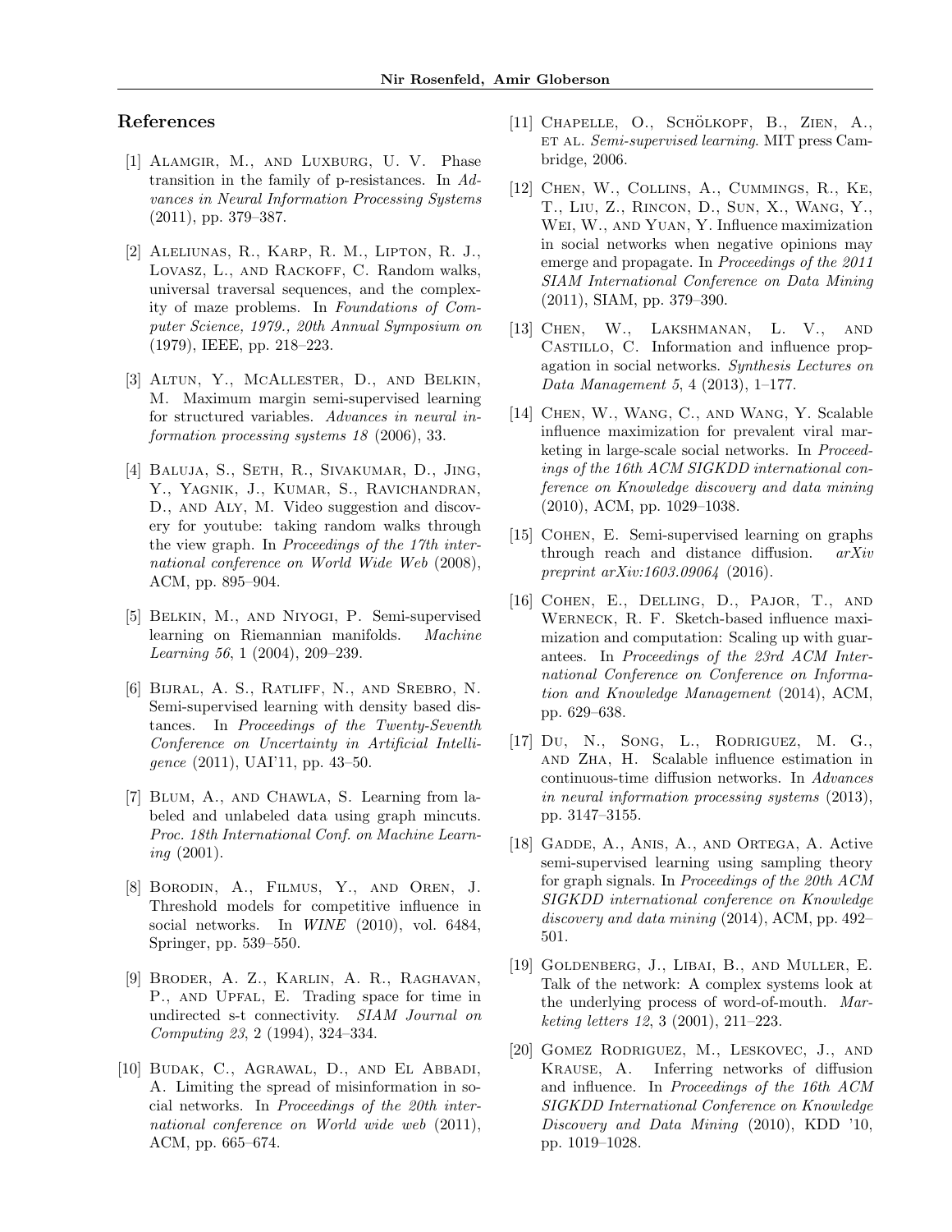## References

[1] Alamgir, M., and Luxburg, U. V. Phase transition in the family of p-resistances. In *Advances in Neural Information Processing Systems* (2011), pp. 379–387.

[2] Aleliunas, R., Karp, R. M., Lipton, R. J., Lovasz, L., and Rackoff, C. Random walks, universal traversal sequences, and the complexity of maze problems. In *Foundations of Computer Science, 1979., 20th Annual Symposium on* (1979), IEEE, pp. 218–223.

[3] Altun, Y., McAllester, D., and Belkin, M. Maximum margin semi-supervised learning for structured variables. *Advances in neural information processing systems 18* (2006), 33.

[4] Baluja, S., Seth, R., Sivakumar, D., Jing, Y., Yagnik, J., Kumar, S., Ravichandran, D., and Aly, M. Video suggestion and discovery for youtube: taking random walks through the view graph. In *Proceedings of the 17th international conference on World Wide Web* (2008), ACM, pp. 895–904.

[5] Belkin, M., and Niyogi, P. Semi-supervised learning on Riemannian manifolds. *Machine Learning 56*, 1 (2004), 209–239.

[6] Bijral, A. S., Ratliff, N., and Srebro, N. Semi-supervised learning with density based distances. In *Proceedings of the Twenty-Seventh Conference on Uncertainty in Artificial Intelligence* (2011), UAI'11, pp. 43–50.

[7] Blum, A., and Chawla, S. Learning from labeled and unlabeled data using graph mincuts. *Proc. 18th International Conf. on Machine Learning* (2001).

[8] Borodin, A., Filmus, Y., and Oren, J. Threshold models for competitive influence in social networks. In *WINE* (2010), vol. 6484, Springer, pp. 539–550.

[9] Broder, A. Z., Karlin, A. R., Raghavan, P., and Upfal, E. Trading space for time in undirected s-t connectivity. *SIAM Journal on Computing 23*, 2 (1994), 324–334.

[10] Budak, C., Agrawal, D., and El Abbadi, A. Limiting the spread of misinformation in social networks. In *Proceedings of the 20th international conference on World wide web* (2011), ACM, pp. 665–674.

[11] Chapelle, O., Schölkopf, B., Zien, A., et al. *Semi-supervised learning*. MIT press Cambridge, 2006.

[12] Chen, W., Collins, A., Cummings, R., Ke, T., Liu, Z., Rincon, D., Sun, X., Wang, Y., Wei, W., and Yuan, Y. Influence maximization in social networks when negative opinions may emerge and propagate. In *Proceedings of the 2011 SIAM International Conference on Data Mining* (2011), SIAM, pp. 379–390.

[13] Chen, W., Lakshmanan, L. V., and Castillo, C. Information and influence propagation in social networks. *Synthesis Lectures on Data Management 5*, 4 (2013), 1–177.

[14] Chen, W., Wang, C., and Wang, Y. Scalable influence maximization for prevalent viral marketing in large-scale social networks. In *Proceedings of the 16th ACM SIGKDD international conference on Knowledge discovery and data mining* (2010), ACM, pp. 1029–1038.

[15] Cohen, E. Semi-supervised learning on graphs through reach and distance diffusion. *arXiv preprint arXiv:1603.09064* (2016).

[16] Cohen, E., Delling, D., Pajor, T., and Werneck, R. F. Sketch-based influence maximization and computation: Scaling up with guarantees. In *Proceedings of the 23rd ACM International Conference on Conference on Information and Knowledge Management* (2014), ACM, pp. 629–638.

[17] Du, N., Song, L., Rodriguez, M. G., and Zha, H. Scalable influence estimation in continuous-time diffusion networks. In *Advances in neural information processing systems* (2013), pp. 3147–3155.

[18] Gadde, A., Anis, A., and Ortega, A. Active semi-supervised learning using sampling theory for graph signals. In *Proceedings of the 20th ACM SIGKDD international conference on Knowledge discovery and data mining* (2014), ACM, pp. 492–501.

[19] Goldenberg, J., Libai, B., and Muller, E. Talk of the network: A complex systems look at the underlying process of word-of-mouth. *Marketing letters 12*, 3 (2001), 211–223.

[20] Gomez Rodriguez, M., Leskovec, J., and Krause, A. Inferring networks of diffusion and influence. In *Proceedings of the 16th ACM SIGKDD International Conference on Knowledge Discovery and Data Mining* (2010), KDD '10, pp. 1019–1028.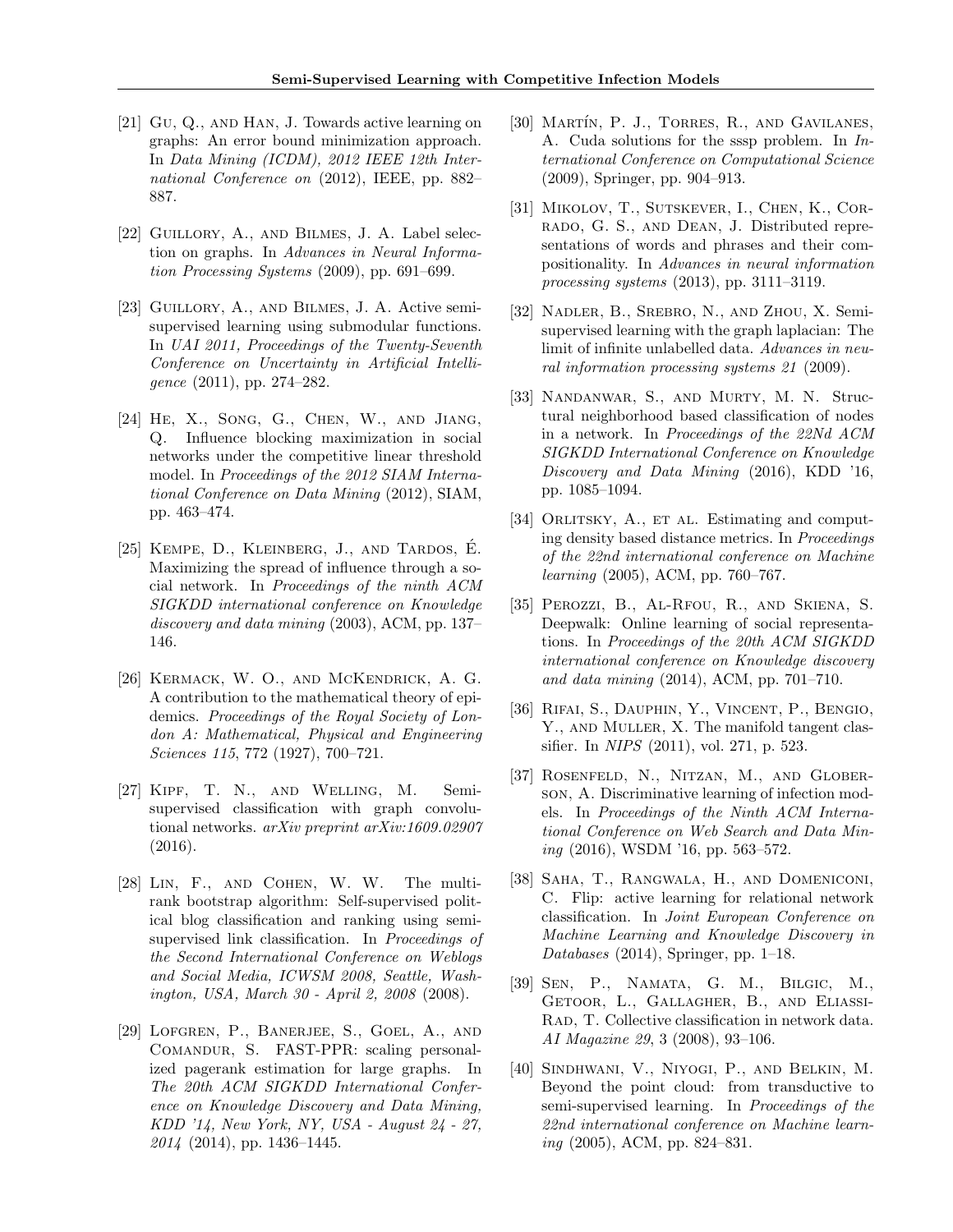[21] Gu, Q., and Han, J. Towards active learning on graphs: An error bound minimization approach. In *Data Mining (ICDM), 2012 IEEE 12th International Conference on* (2012), IEEE, pp. 882–887.

[22] Guillory, A., and Bilmes, J. A. Label selection on graphs. In *Advances in Neural Information Processing Systems* (2009), pp. 691–699.

[23] Guillory, A., and Bilmes, J. A. Active semi-supervised learning using submodular functions. In *UAI 2011, Proceedings of the Twenty-Seventh Conference on Uncertainty in Artificial Intelligence* (2011), pp. 274–282.

[24] He, X., Song, G., Chen, W., and Jiang, Q. Influence blocking maximization in social networks under the competitive linear threshold model. In *Proceedings of the 2012 SIAM International Conference on Data Mining* (2012), SIAM, pp. 463–474.

[25] Kempe, D., Kleinberg, J., and Tardos, É. Maximizing the spread of influence through a social network. In *Proceedings of the ninth ACM SIGKDD international conference on Knowledge discovery and data mining* (2003), ACM, pp. 137–146.

[26] Kermack, W. O., and McKendrick, A. G. A contribution to the mathematical theory of epidemics. *Proceedings of the Royal Society of London A: Mathematical, Physical and Engineering Sciences 115*, 772 (1927), 700–721.

[27] Kipf, T. N., and Welling, M. Semi-supervised classification with graph convolutional networks. *arXiv preprint arXiv:1609.02907* (2016).

[28] Lin, F., and Cohen, W. W. The multirank bootstrap algorithm: Self-supervised political blog classification and ranking using semi-supervised link classification. In *Proceedings of the Second International Conference on Weblogs and Social Media, ICWSM 2008, Seattle, Washington, USA, March 30 - April 2, 2008* (2008).

[29] Lofgren, P., Banerjee, S., Goel, A., and Comandur, S. FAST-PPR: scaling personalized pagerank estimation for large graphs. In *The 20th ACM SIGKDD International Conference on Knowledge Discovery and Data Mining, KDD '14, New York, NY, USA - August 24 - 27, 2014* (2014), pp. 1436–1445.

[30] Martín, P. J., Torres, R., and Gavilanes, A. Cuda solutions for the sssp problem. In *International Conference on Computational Science* (2009), Springer, pp. 904–913.

[31] Mikolov, T., Sutskever, I., Chen, K., Corrado, G. S., and Dean, J. Distributed representations of words and phrases and their compositionality. In *Advances in neural information processing systems* (2013), pp. 3111–3119.

[32] Nadler, B., Srebro, N., and Zhou, X. Semi-supervised learning with the graph laplacian: The limit of infinite unlabelled data. *Advances in neural information processing systems 21* (2009).

[33] Nandanwar, S., and Murty, M. N. Structural neighborhood based classification of nodes in a network. In *Proceedings of the 22Nd ACM SIGKDD International Conference on Knowledge Discovery and Data Mining* (2016), KDD '16, pp. 1085–1094.

[34] Orlitsky, A., et al. Estimating and computing density based distance metrics. In *Proceedings of the 22nd international conference on Machine learning* (2005), ACM, pp. 760–767.

[35] Perozzi, B., Al-Rfou, R., and Skiena, S. Deepwalk: Online learning of social representations. In *Proceedings of the 20th ACM SIGKDD international conference on Knowledge discovery and data mining* (2014), ACM, pp. 701–710.

[36] Rifai, S., Dauphin, Y., Vincent, P., Bengio, Y., and Muller, X. The manifold tangent classifier. In *NIPS* (2011), vol. 271, p. 523.

[37] Rosenfeld, N., Nitzan, M., and Globerson, A. Discriminative learning of infection models. In *Proceedings of the Ninth ACM International Conference on Web Search and Data Mining* (2016), WSDM '16, pp. 563–572.

[38] Saha, T., Rangwala, H., and Domeniconi, C. Flip: active learning for relational network classification. In *Joint European Conference on Machine Learning and Knowledge Discovery in Databases* (2014), Springer, pp. 1–18.

[39] Sen, P., Namata, G. M., Bilgic, M., Getoor, L., Gallagher, B., and Eliassi-Rad, T. Collective classification in network data. *AI Magazine 29*, 3 (2008), 93–106.

[40] Sindhwani, V., Niyogi, P., and Belkin, M. Beyond the point cloud: from transductive to semi-supervised learning. In *Proceedings of the 22nd international conference on Machine learning* (2005), ACM, pp. 824–831.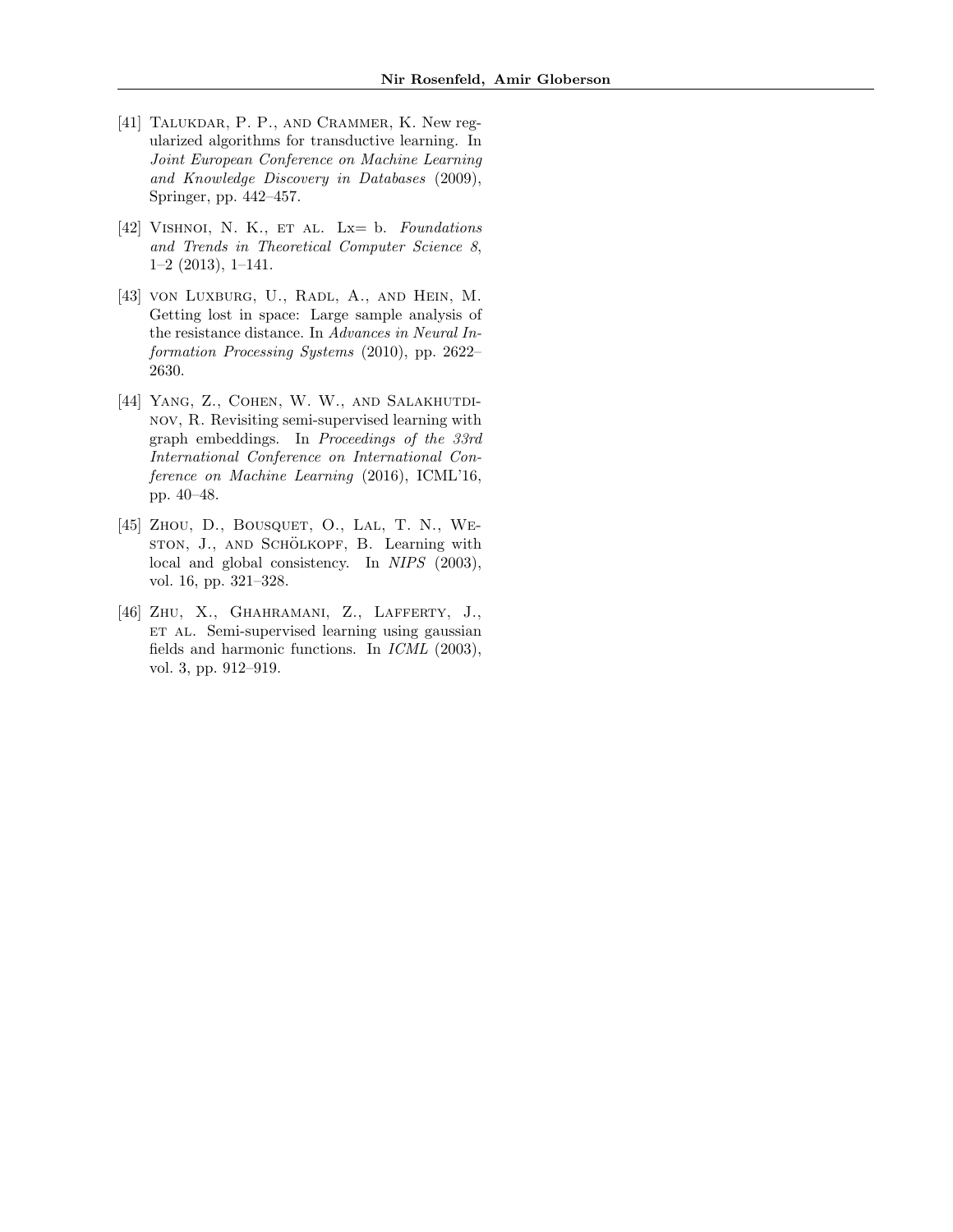[41] Talukdar, P. P., and Crammer, K. New regularized algorithms for transductive learning. In *Joint European Conference on Machine Learning and Knowledge Discovery in Databases* (2009), Springer, pp. 442–457.

[42] Vishnoi, N. K., et al. Lx= b. *Foundations and Trends in Theoretical Computer Science 8*, 1–2 (2013), 1–141.

[43] von Luxburg, U., Radl, A., and Hein, M. Getting lost in space: Large sample analysis of the resistance distance. In *Advances in Neural Information Processing Systems* (2010), pp. 2622–2630.

[44] Yang, Z., Cohen, W. W., and Salakhutdinov, R. Revisiting semi-supervised learning with graph embeddings. In *Proceedings of the 33rd International Conference on International Conference on Machine Learning* (2016), ICML'16, pp. 40–48.

[45] Zhou, D., Bousquet, O., Lal, T. N., Weston, J., and Schölkopf, B. Learning with local and global consistency. In *NIPS* (2003), vol. 16, pp. 321–328.

[46] Zhu, X., Ghahramani, Z., Lafferty, J., et al. Semi-supervised learning using gaussian fields and harmonic functions. In *ICML* (2003), vol. 3, pp. 912–919.